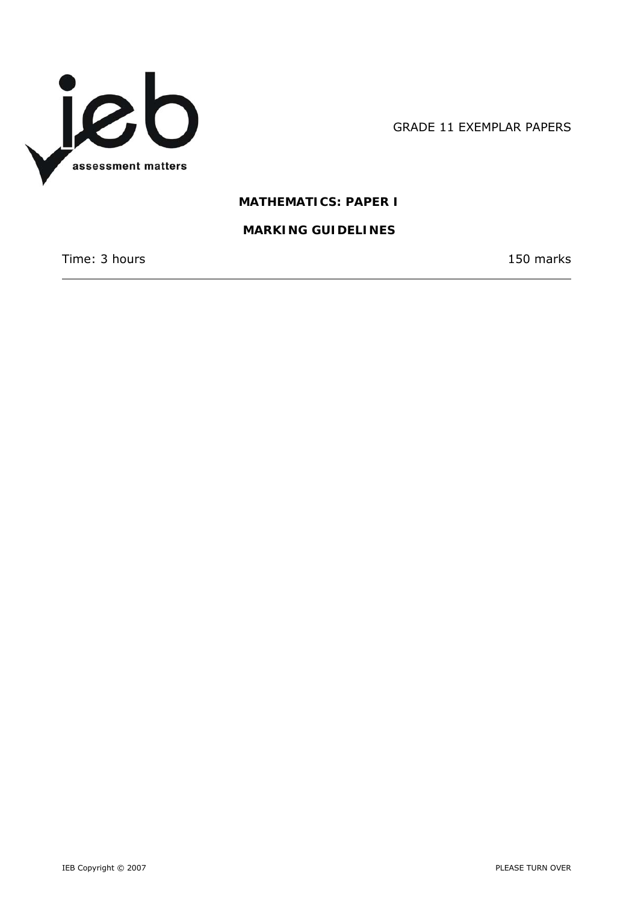GRADE 11 EXEMPLAR PAPERS

# MATHEMATICS: PAPER I

## MARKING GUIDELINES

Time: 3 hours

150 marks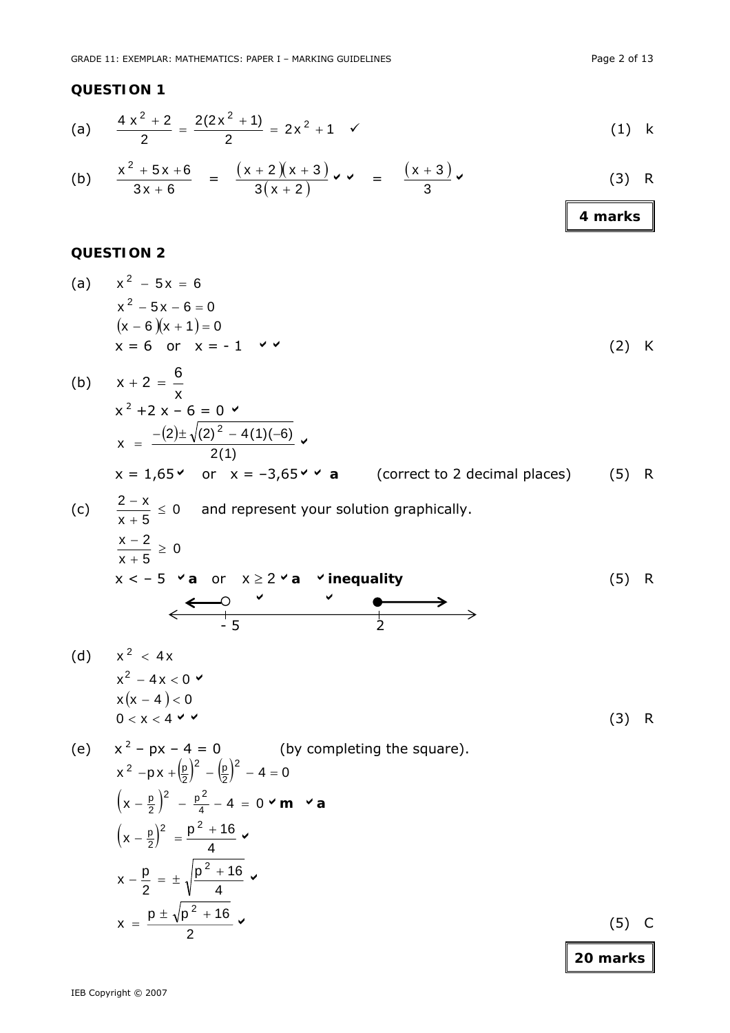## QUESTION 1

(a) $\frac{4x^2 + 2}{2} = \frac{2(2x^2 + 1)}{2} = 2x^2 + 1$ ✓ (1) k

(b) $\frac{x^2 + 5x + 6}{3x + 6} = \frac{(x+2)(x+3)}{3(x+2)}$ ✓✓ $= \frac{(x+3)}{3}$ ✓ (3) R

**4 marks**

## QUESTION 2

(a) $x^2 - 5x = 6$

$x^2 - 5x - 6 = 0$

$(x-6)(x+1) = 0$

$x = 6$ or $x = -1$ ✓✓ (2) K

(b) $x + 2 = \frac{6}{x}$

$x^2 + 2x - 6 = 0$ ✓

$x = \frac{-(2) \pm \sqrt{(2)^2 - 4(1)(-6)}}{2(1)}$ ✓

$x = 1{,}65$ ✓ or $x = -3{,}65$ ✓ ✓ **a** (correct to 2 decimal places) (5) R

(c) $\frac{2 - x}{x + 5} \leq 0$ and represent your solution graphically.

$\frac{x - 2}{x + 5} \geq 0$

$x < -5$ ✓**a** or $x \geq 2$ ✓**a** ✓**inequality** (5) R

Number line: open circle at $-5$ with arrow to the left ✓; closed circle at $2$ with arrow to the right ✓.

(d) $x^2 < 4x$

$x^2 - 4x < 0$ ✓

$x(x-4) < 0$

$0 < x < 4$ ✓✓ (3) R

(e) $x^2 - px - 4 = 0$ (by completing the square).

$x^2 - px + \left(\frac{p}{2}\right)^2 - \left(\frac{p}{2}\right)^2 - 4 = 0$

$\left(x - \frac{p}{2}\right)^2 - \frac{p^2}{4} - 4 = 0$ ✓**m** ✓**a**

$\left(x - \frac{p}{2}\right)^2 = \frac{p^2 + 16}{4}$ ✓

$x - \frac{p}{2} = \pm\sqrt{\frac{p^2 + 16}{4}}$ ✓

$x = \frac{p \pm \sqrt{p^2 + 16}}{2}$ ✓ (5) C

**20 marks**

IEB Copyright © 2007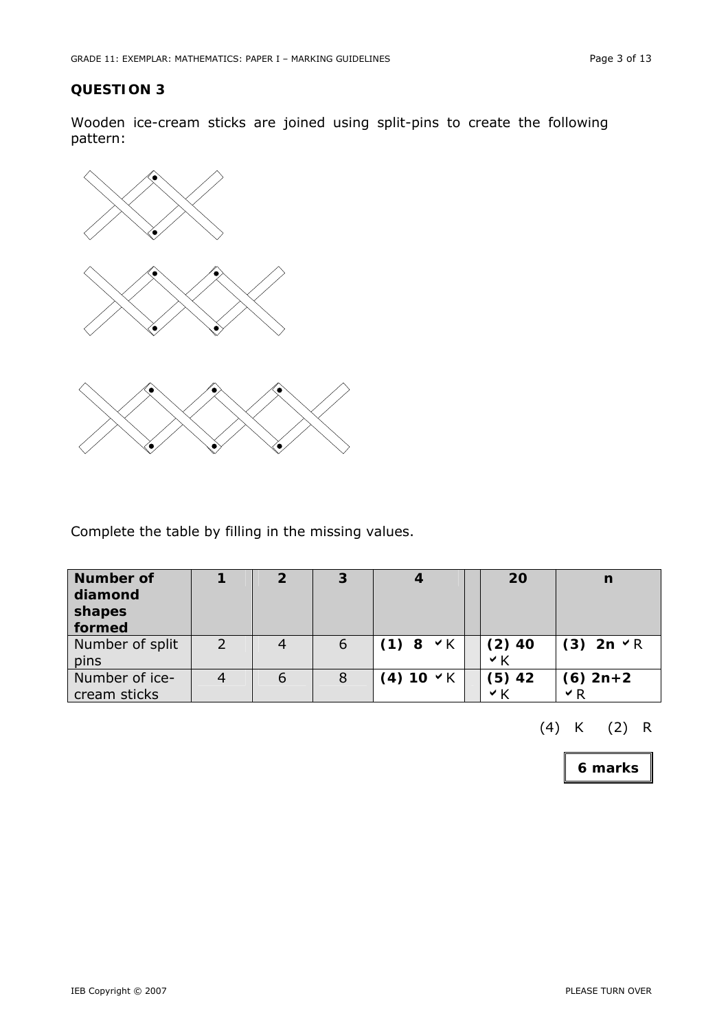## QUESTION 3

Wooden ice-cream sticks are joined using split-pins to create the following pattern:

Complete the table by filling in the missing values.

| Number of diamond shapes formed | 1 | 2 | 3 | 4 | | 20 | n |
|---|---|---|---|---|---|---|---|
| Number of split pins | 2 | 4 | 6 | **(1) 8** ✓K | | **(2) 40** ✓K | **(3) 2n** ✓R |
| Number of ice-cream sticks | 4 | 6 | 8 | **(4) 10** ✓K | | **(5) 42** ✓K | **(6) 2n+2** ✓R |

(4) K (2) R

**6 marks**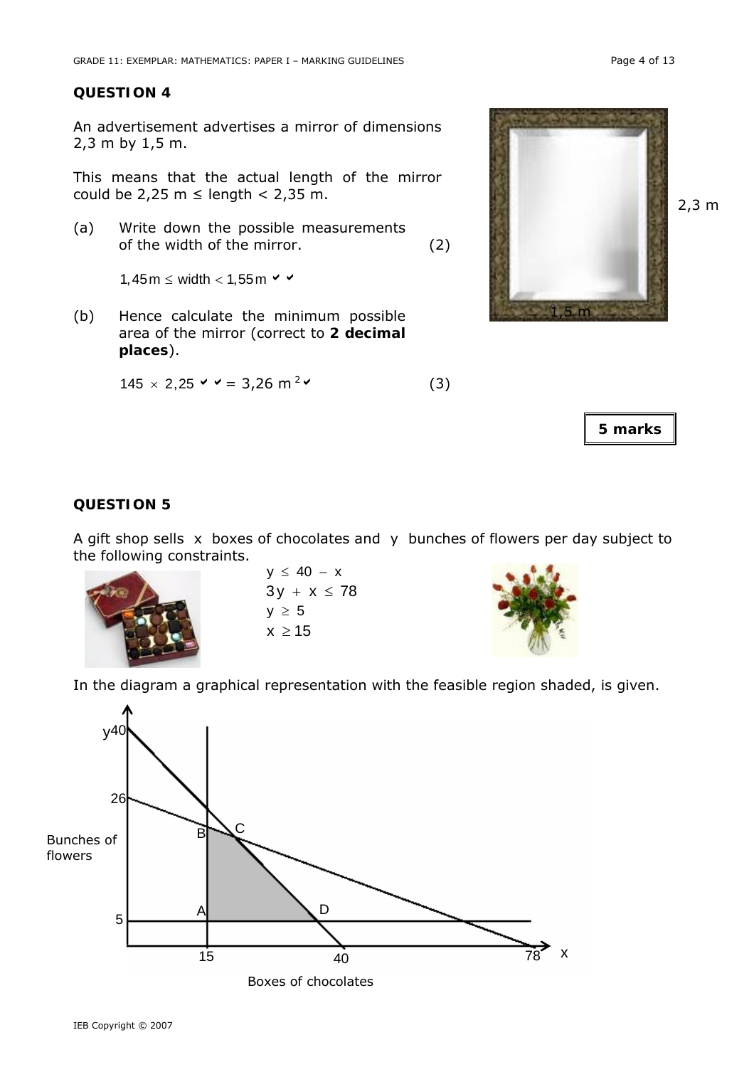## QUESTION 4

An advertisement advertises a mirror of dimensions 2,3 m by 1,5 m.

This means that the actual length of the mirror could be 2,25 m ≤ length < 2,35 m.

(a) Write down the possible measurements of the width of the mirror. (2)

$1,45\,\text{m} \leq \text{width} < 1,55\,\text{m}$ ✔ ✔

(b) Hence calculate the minimum possible area of the mirror (correct to **2 decimal places**).

$145 \times 2,25$ ✔ ✔ $= 3,26\ \text{m}^2$ ✔ (3)

**5 marks**

## QUESTION 5

A gift shop sells $x$ boxes of chocolates and $y$ bunches of flowers per day subject to the following constraints.

$y \leq 40 - x$

$3y + x \leq 78$

$y \geq 5$

$x \geq 15$

In the diagram a graphical representation with the feasible region shaded, is given.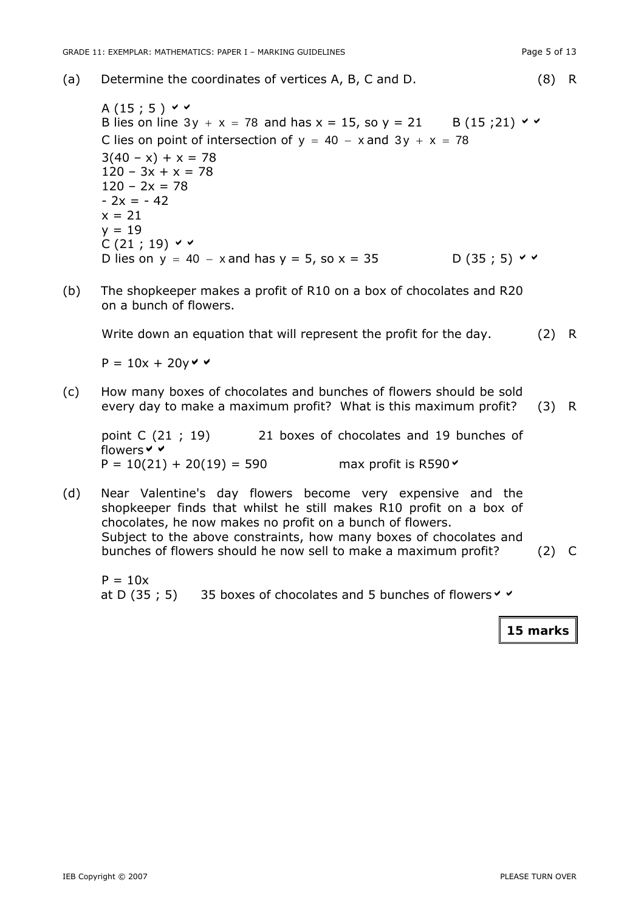(a) Determine the coordinates of vertices A, B, C and D. (8) R

A (15 ; 5 ) ✓✓

B lies on line $3y + x = 78$ and has x = 15, so y = 21 B (15 ;21) ✓✓

C lies on point of intersection of $y = 40 - x$ and $3y + x = 78$

$3(40 – x) + x = 78$

$120 – 3x + x = 78$

$120 – 2x = 78$

$- 2x = - 42$

$x = 21$

$y = 19$

C (21 ; 19) ✓✓

D lies on $y = 40 - x$ and has y = 5, so x = 35 D (35 ; 5) ✓✓

(b) The shopkeeper makes a profit of R10 on a box of chocolates and R20 on a bunch of flowers.

Write down an equation that will represent the profit for the day. (2) R

$P = 10x + 20y$ ✓✓

(c) How many boxes of chocolates and bunches of flowers should be sold every day to make a maximum profit? What is this maximum profit? (3) R

point C (21 ; 19) 21 boxes of chocolates and 19 bunches of flowers ✓✓

$P = 10(21) + 20(19) = 590$ max profit is R590 ✓

(d) Near Valentine's day flowers become very expensive and the shopkeeper finds that whilst he still makes R10 profit on a box of chocolates, he now makes no profit on a bunch of flowers.
Subject to the above constraints, how many boxes of chocolates and bunches of flowers should he now sell to make a maximum profit? (2) C

$P = 10x$

at D (35 ; 5) 35 boxes of chocolates and 5 bunches of flowers ✓✓

**15 marks**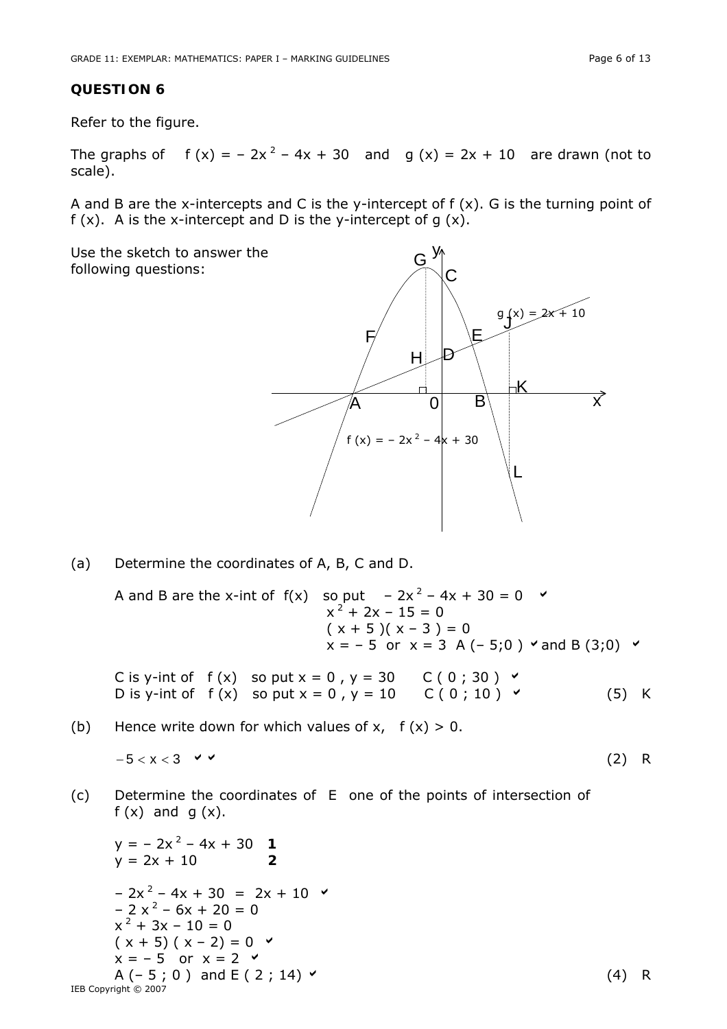## QUESTION 6

Refer to the figure.

The graphs of $f(x) = -2x^2 - 4x + 30$ and $g(x) = 2x + 10$ are drawn (not to scale).

A and B are the x-intercepts and C is the y-intercept of $f(x)$. G is the turning point of $f(x)$. A is the x-intercept and D is the y-intercept of $g(x)$.

Use the sketch to answer the following questions:

(a) Determine the coordinates of A, B, C and D.

A and B are the x-int of $f(x)$ so put $-2x^2 - 4x + 30 = 0$ ✓

$x^2 + 2x - 15 = 0$

$(x + 5)(x - 3) = 0$

$x = -5$ or $x = 3$ A $(-5;0)$ ✓ and B $(3;0)$ ✓

C is y-int of $f(x)$ so put $x = 0$, $y = 30$ C $(0 ; 30)$ ✓

D is y-int of $f(x)$ so put $x = 0$, $y = 10$ C $(0 ; 10)$ ✓ (5) K

(b) Hence write down for which values of x, $f(x) > 0$.

$-5 < x < 3$ ✓✓ (2) R

(c) Determine the coordinates of E one of the points of intersection of $f(x)$ and $g(x)$.

$y = -2x^2 - 4x + 30$ **1**

$y = 2x + 10$ **2**

$-2x^2 - 4x + 30 = 2x + 10$ ✓

$-2x^2 - 6x + 20 = 0$

$x^2 + 3x - 10 = 0$

$(x + 5)(x - 2) = 0$ ✓

$x = -5$ or $x = 2$ ✓

A $(-5 ; 0)$ and E $(2 ; 14)$ ✓ (4) R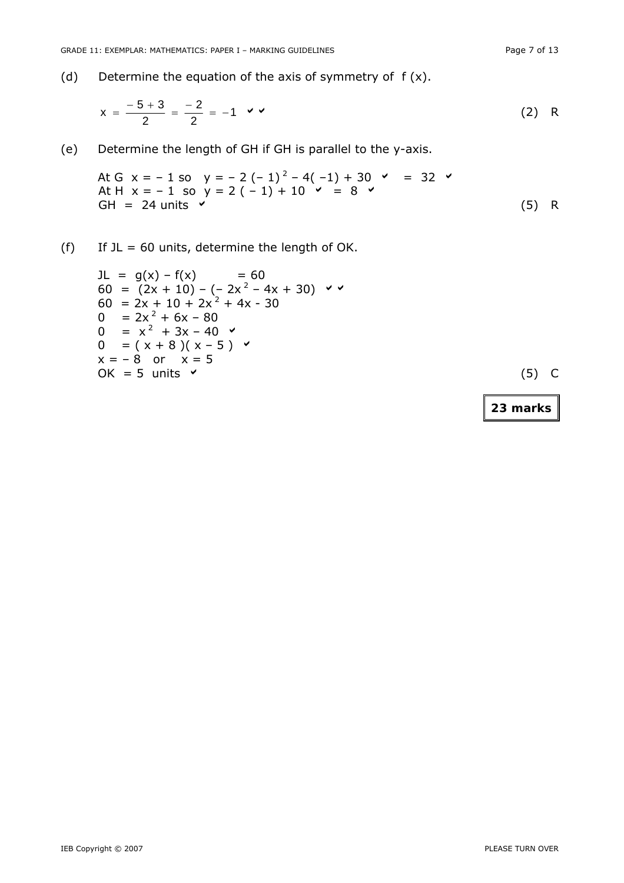(d) Determine the equation of the axis of symmetry of $f(x)$.

$$x = \frac{-5+3}{2} = \frac{-2}{2} = -1 \quad ✓✓$$

(2) R

(e) Determine the length of GH if GH is parallel to the y-axis.

At G $x = -1$ so $y = -2(-1)^2 - 4(-1) + 30$ ✓ $= 32$ ✓
At H $x = -1$ so $y = 2(-1) + 10$ ✓ $= 8$ ✓
GH $= 24$ units ✓

(5) R

(f) If JL = 60 units, determine the length of OK.

JL $= g(x) - f(x) = 60$
$60 = (2x + 10) - (-2x^2 - 4x + 30)$ ✓✓
$60 = 2x + 10 + 2x^2 + 4x - 30$
$0 = 2x^2 + 6x - 80$
$0 = x^2 + 3x - 40$ ✓
$0 = (x + 8)(x - 5)$ ✓
$x = -8$ or $x = 5$
OK $= 5$ units ✓

(5) C

**23 marks**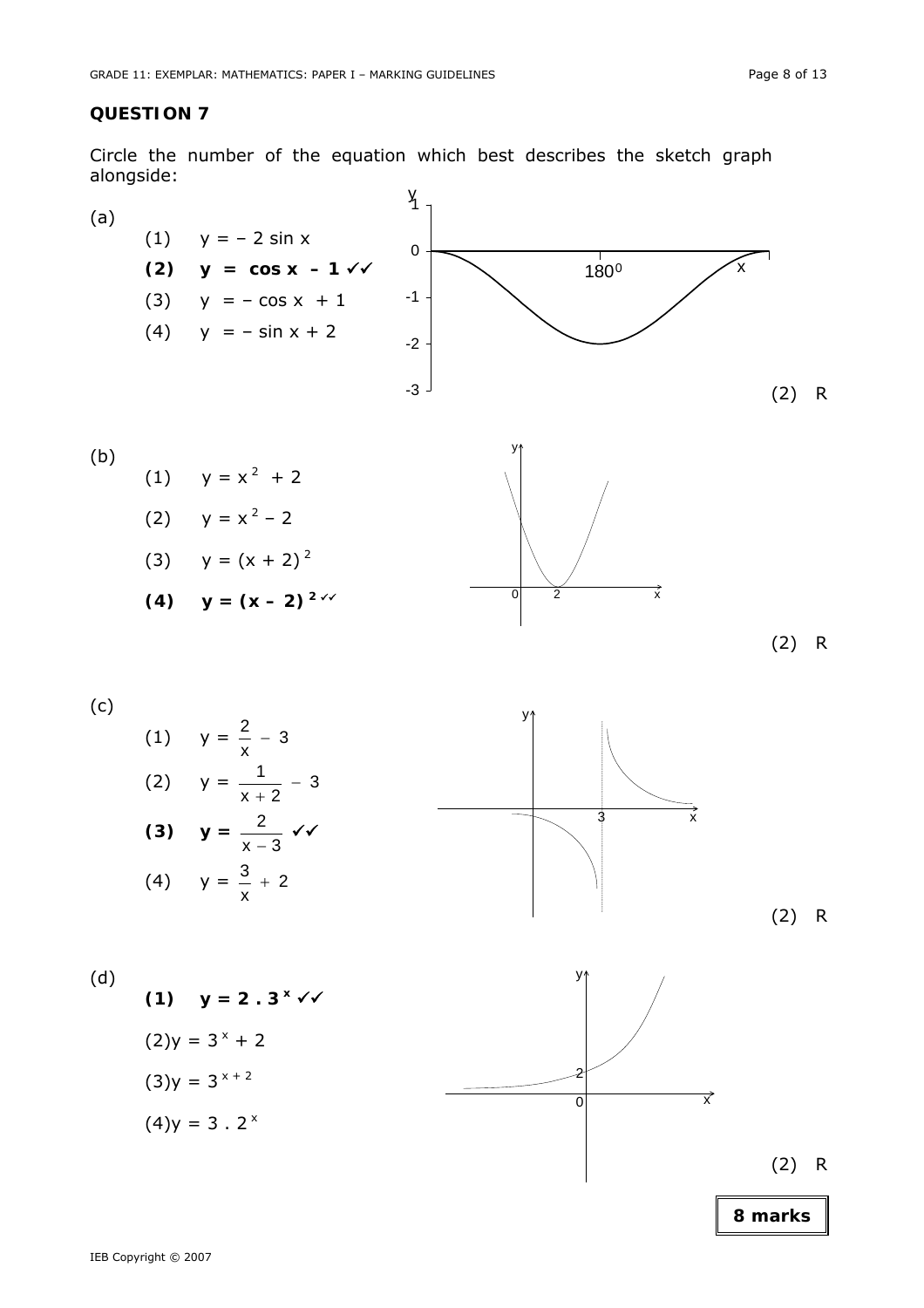## QUESTION 7

Circle the number of the equation which best describes the sketch graph alongside:

(a)

(1) $y = -2 \sin x$

**(2) $y = \cos x - 1$ ✓✓**

(3) $y = -\cos x + 1$

(4) $y = -\sin x + 2$

(2) R

(b)

(1) $y = x^2 + 2$

(2) $y = x^2 - 2$

(3) $y = (x + 2)^2$

**(4) $y = (x - 2)^2$ ✓✓**

(2) R

(c)

(1) $y = \dfrac{2}{x} - 3$

(2) $y = \dfrac{1}{x + 2} - 3$

**(3) $y = \dfrac{2}{x - 3}$ ✓✓**

(4) $y = \dfrac{3}{x} + 2$

(2) R

(d)

**(1) $y = 2 \cdot 3^x$ ✓✓**

(2) $y = 3^x + 2$

(3) $y = 3^{x+2}$

(4) $y = 3 \cdot 2^x$

(2) R

**8 marks**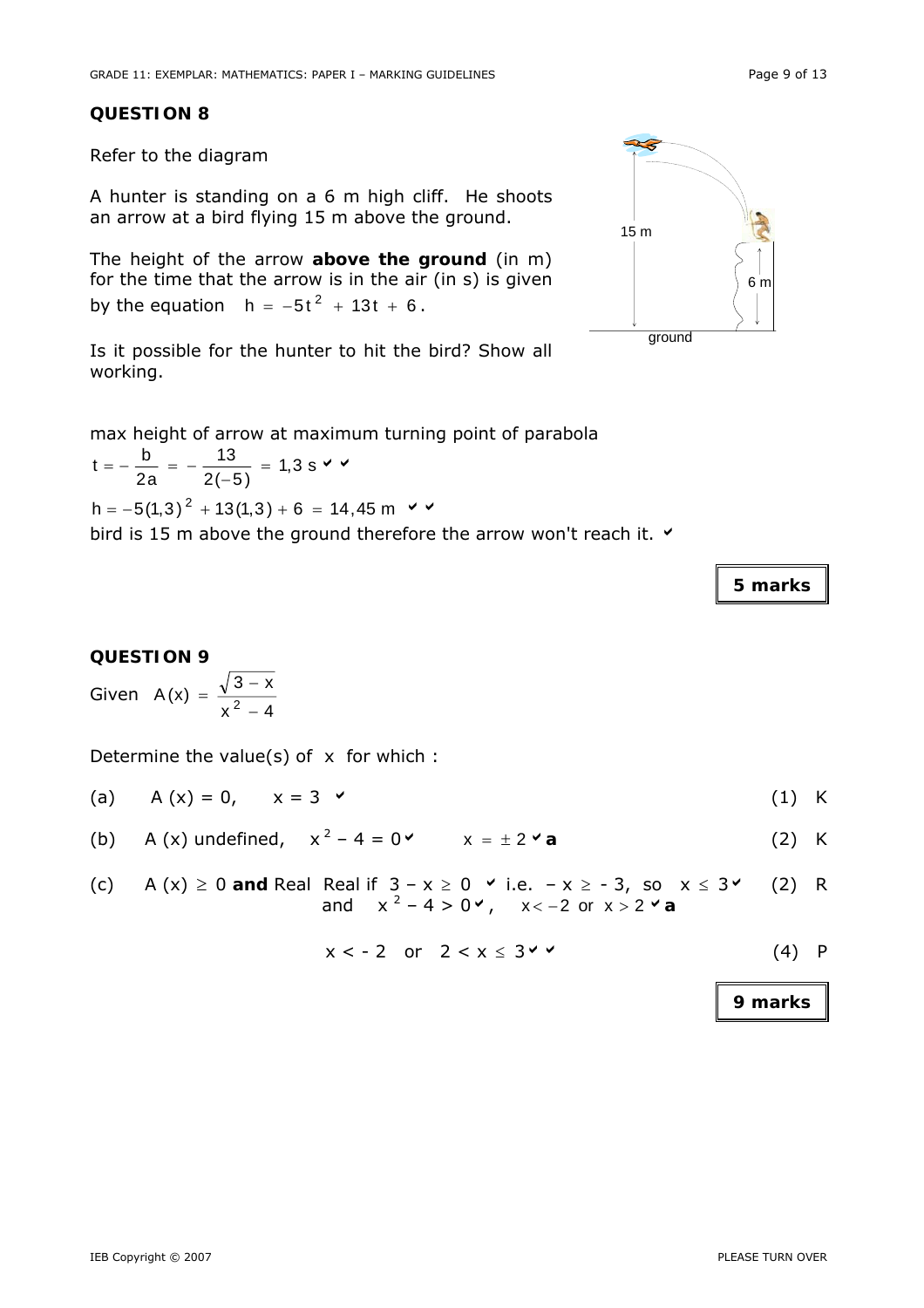## QUESTION 8

Refer to the diagram

A hunter is standing on a 6 m high cliff. He shoots an arrow at a bird flying 15 m above the ground.

The height of the arrow **above the ground** (in m) for the time that the arrow is in the air (in s) is given by the equation $h = -5t^2 + 13t + 6$.

Is it possible for the hunter to hit the bird? Show all working.

max height of arrow at maximum turning point of parabola

$t = -\frac{b}{2a} = -\frac{13}{2(-5)} = 1,3 \text{ s}$ ✔ ✔

$h = -5(1,3)^2 + 13(1,3) + 6 = 14,45 \text{ m}$ ✔ ✔

bird is 15 m above the ground therefore the arrow won't reach it. ✔

**5 marks**

## QUESTION 9

Given $A(x) = \frac{\sqrt{3-x}}{x^2 - 4}$

Determine the value(s) of $x$ for which :

(a) $A(x) = 0$, $x = 3$ ✔ (1) K

(b) $A(x)$ undefined, $x^2 - 4 = 0$ ✔ $x = \pm 2$ ✔**a** (2) K

(c) $A(x) \geq 0$ **and** Real Real if $3 - x \geq 0$ ✔ i.e. $-x \geq -3$, so $x \leq 3$ ✔ (2) R
and $x^2 - 4 > 0$ ✔, $x < -2$ or $x > 2$ ✔**a**

$x < -2$ or $2 < x \leq 3$ ✔ ✔ (4) P

**9 marks**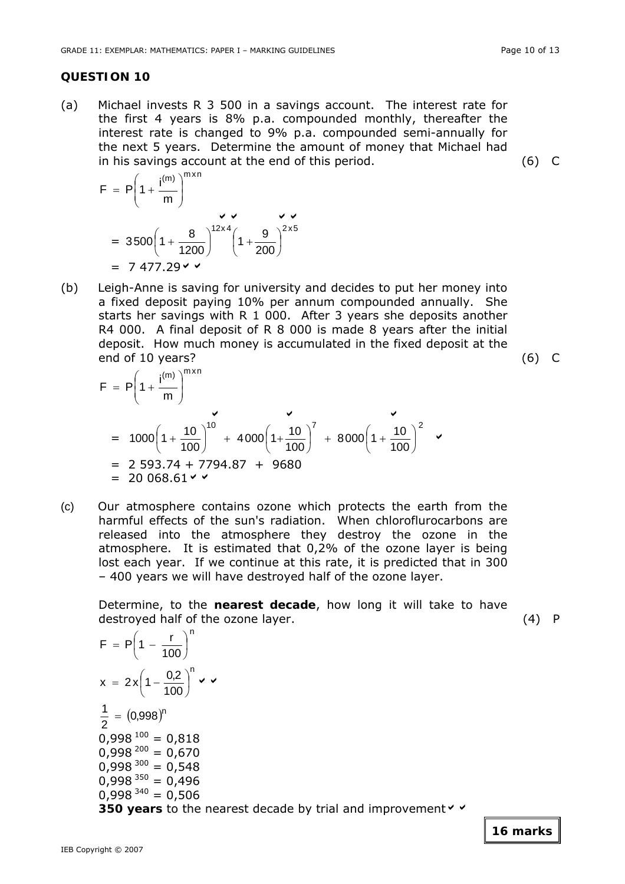## QUESTION 10

(a) Michael invests R 3 500 in a savings account. The interest rate for the first 4 years is 8% p.a. compounded monthly, thereafter the interest rate is changed to 9% p.a. compounded semi-annually for the next 5 years. Determine the amount of money that Michael had in his savings account at the end of this period. (6) C

$$F = P\left(1 + \frac{i^{(m)}}{m}\right)^{m \times n}$$

$$= 3500\left(1 + \frac{8}{1200}\right)^{12 \times 4}\left(1 + \frac{9}{200}\right)^{2 \times 5} \checkmark\checkmark \quad \checkmark\checkmark$$

$$= 7\,477.29 \checkmark\checkmark$$

(b) Leigh-Anne is saving for university and decides to put her money into a fixed deposit paying 10% per annum compounded annually. She starts her savings with R 1 000. After 3 years she deposits another R4 000. A final deposit of R 8 000 is made 8 years after the initial deposit. How much money is accumulated in the fixed deposit at the end of 10 years? (6) C

$$F = P\left(1 + \frac{i^{(m)}}{m}\right)^{m \times n}$$

$$= 1000\left(1 + \frac{10}{100}\right)^{10} \checkmark + 4000\left(1 + \frac{10}{100}\right)^{7} \checkmark + 8000\left(1 + \frac{10}{100}\right)^{2} \checkmark \quad \checkmark$$

$$= 2\,593.74 + 7794.87 + 9680$$

$$= 20\,068.61 \checkmark\checkmark$$

(c) Our atmosphere contains ozone which protects the earth from the harmful effects of the sun's radiation. When chloroflurocarbons are released into the atmosphere they destroy the ozone in the atmosphere. It is estimated that 0,2% of the ozone layer is being lost each year. If we continue at this rate, it is predicted that in 300 – 400 years we will have destroyed half of the ozone layer.

Determine, to the **nearest decade**, how long it will take to have destroyed half of the ozone layer. (4) P

$$F = P\left(1 - \frac{r}{100}\right)^{n}$$

$$x = 2x\left(1 - \frac{0{,}2}{100}\right)^{n} \checkmark\checkmark$$

$$\frac{1}{2} = (0{,}998)^{n}$$

$0{,}998^{100} = 0{,}818$
$0{,}998^{200} = 0{,}670$
$0{,}998^{300} = 0{,}548$
$0{,}998^{350} = 0{,}496$
$0{,}998^{340} = 0{,}506$

**350 years** to the nearest decade by trial and improvement ✓✓

**16 marks**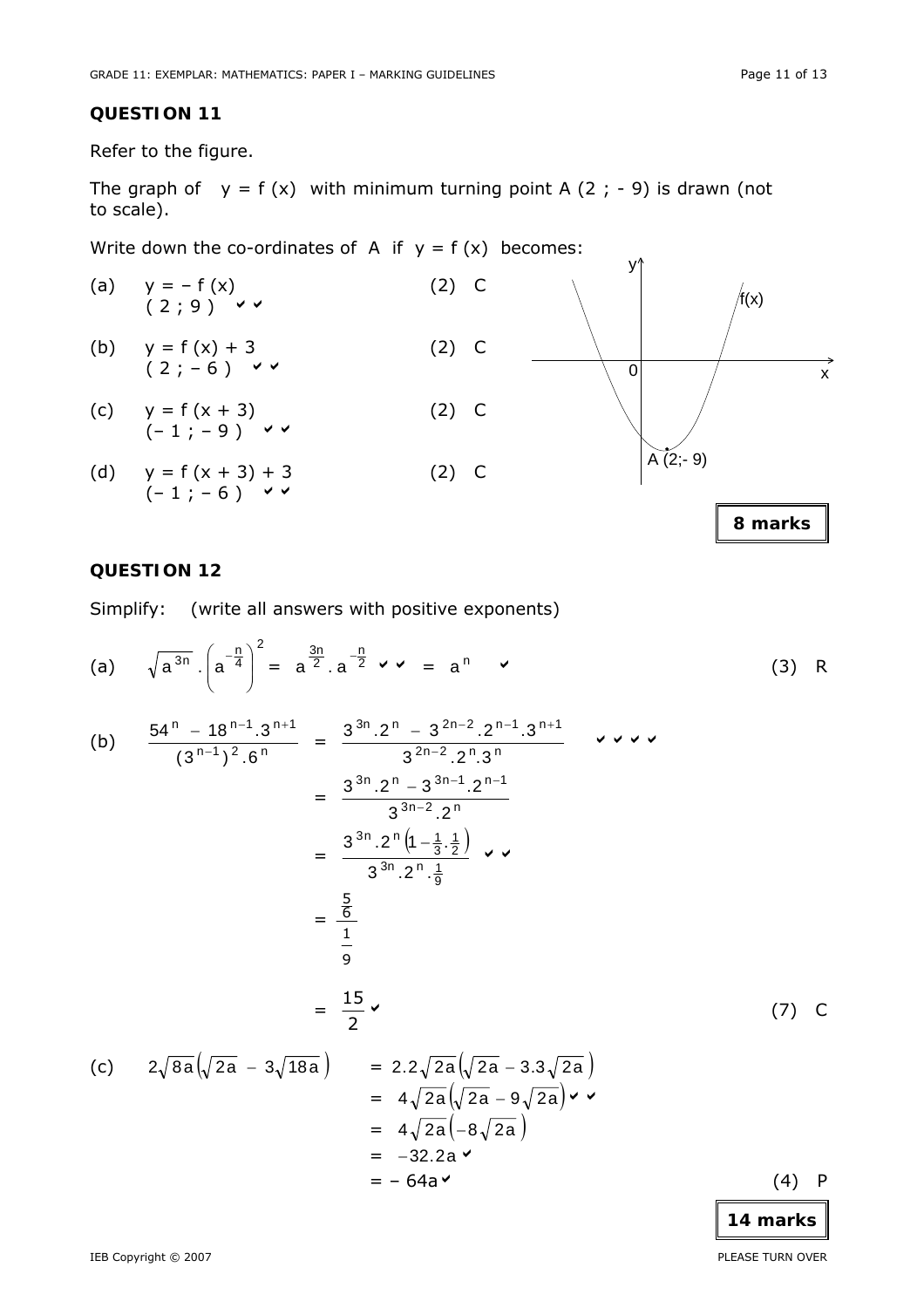## QUESTION 11

Refer to the figure.

The graph of $y = f(x)$ with minimum turning point A $(2 ; -9)$ is drawn (not to scale).

Write down the co-ordinates of A if $y = f(x)$ becomes:

(a) $y = -f(x)$ (2) C
$(2 ; 9)$ ✓✓

(b) $y = f(x) + 3$ (2) C
$(2 ; -6)$ ✓✓

(c) $y = f(x + 3)$ (2) C
$(-1 ; -9)$ ✓✓

(d) $y = f(x + 3) + 3$ (2) C
$(-1 ; -6)$ ✓✓

**8 marks**

## QUESTION 12

Simplify: (write all answers with positive exponents)

(a) $\sqrt{a^{3n}} \cdot \left(a^{-\frac{n}{4}}\right)^2 = a^{\frac{3n}{2}} \cdot a^{-\frac{n}{2}}$ ✓✓ $= a^n$ ✓ (3) R

(b)

$$\frac{54^n - 18^{n-1} \cdot 3^{n+1}}{(3^{n-1})^2 \cdot 6^n} = \frac{3^{3n} \cdot 2^n - 3^{2n-2} \cdot 2^{n-1} \cdot 3^{n+1}}{3^{2n-2} \cdot 2^n \cdot 3^n} \quad ✓✓✓✓$$

$$= \frac{3^{3n} \cdot 2^n - 3^{3n-1} \cdot 2^{n-1}}{3^{3n-2} \cdot 2^n}$$

$$= \frac{3^{3n} \cdot 2^n \left(1 - \frac{1}{3} \cdot \frac{1}{2}\right)}{3^{3n} \cdot 2^n \cdot \frac{1}{9}} \quad ✓✓$$

$$= \frac{\frac{5}{6}}{\frac{1}{9}}$$

$$= \frac{15}{2} \quad ✓$$

(7) C

(c)

$$2\sqrt{8a}\left(\sqrt{2a} - 3\sqrt{18a}\right) = 2.2\sqrt{2a}\left(\sqrt{2a} - 3.3\sqrt{2a}\right)$$

$$= 4\sqrt{2a}\left(\sqrt{2a} - 9\sqrt{2a}\right) \quad ✓✓$$

$$= 4\sqrt{2a}\left(-8\sqrt{2a}\right)$$

$$= -32.2a \quad ✓$$

$$= -64a \quad ✓$$

(4) P

**14 marks**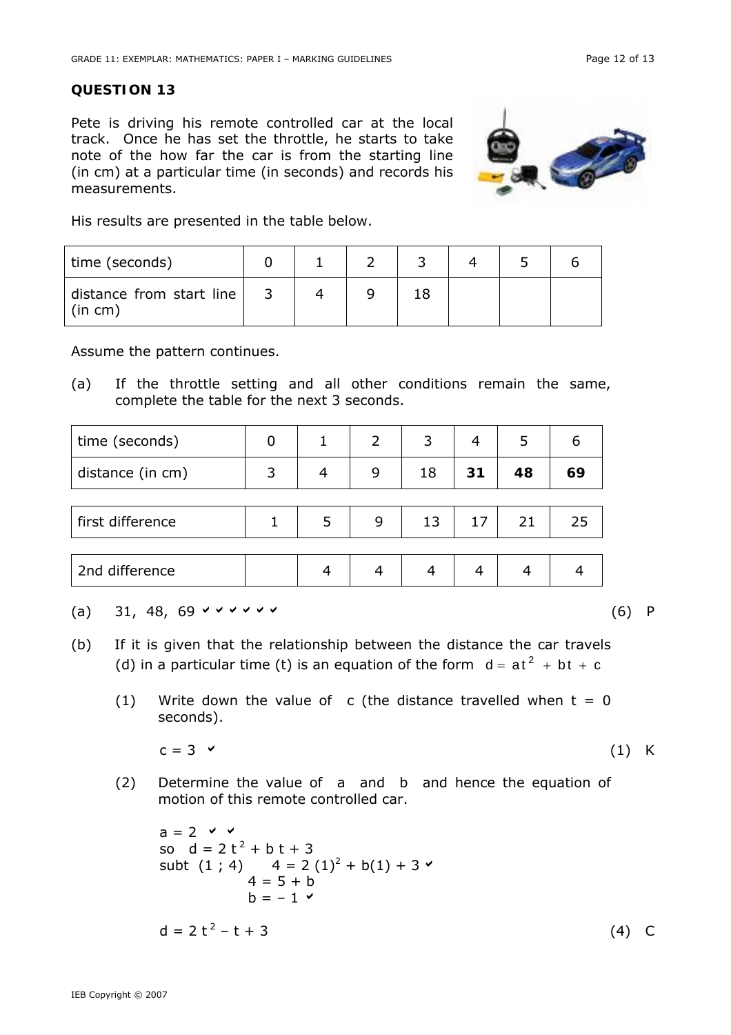## QUESTION 13

Pete is driving his remote controlled car at the local track. Once he has set the throttle, he starts to take note of the how far the car is from the starting line (in cm) at a particular time (in seconds) and records his measurements.

His results are presented in the table below.

| time (seconds) | 0 | 1 | 2 | 3 | 4 | 5 | 6 |
|---|---|---|---|---|---|---|---|
| distance from start line (in cm) | 3 | 4 | 9 | 18 | | | |

Assume the pattern continues.

(a) If the throttle setting and all other conditions remain the same, complete the table for the next 3 seconds.

| time (seconds) | 0 | 1 | 2 | 3 | 4 | 5 | 6 |
|---|---|---|---|---|---|---|---|
| distance (in cm) | 3 | 4 | 9 | 18 | **31** | **48** | **69** |

| first difference | 1 | 5 | 9 | 13 | 17 | 21 | 25 |
|---|---|---|---|---|---|---|---|

| 2nd difference | | 4 | 4 | 4 | 4 | 4 | 4 |
|---|---|---|---|---|---|---|---|

(a) 31, 48, 69 ✔ ✔ ✔ ✔ ✔ ✔ (6) P

(b) If it is given that the relationship between the distance the car travels (d) in a particular time (t) is an equation of the form $d = at^2 + bt + c$

(1) Write down the value of c (the distance travelled when t = 0 seconds).

$c = 3$ ✔ (1) K

(2) Determine the value of a and b and hence the equation of motion of this remote controlled car.

$a = 2$ ✔ ✔
so $d = 2t^2 + bt + 3$
subt $(1 ; 4)$ $4 = 2(1)^2 + b(1) + 3$ ✔
$4 = 5 + b$
$b = -1$ ✔

$d = 2t^2 - t + 3$ (4) C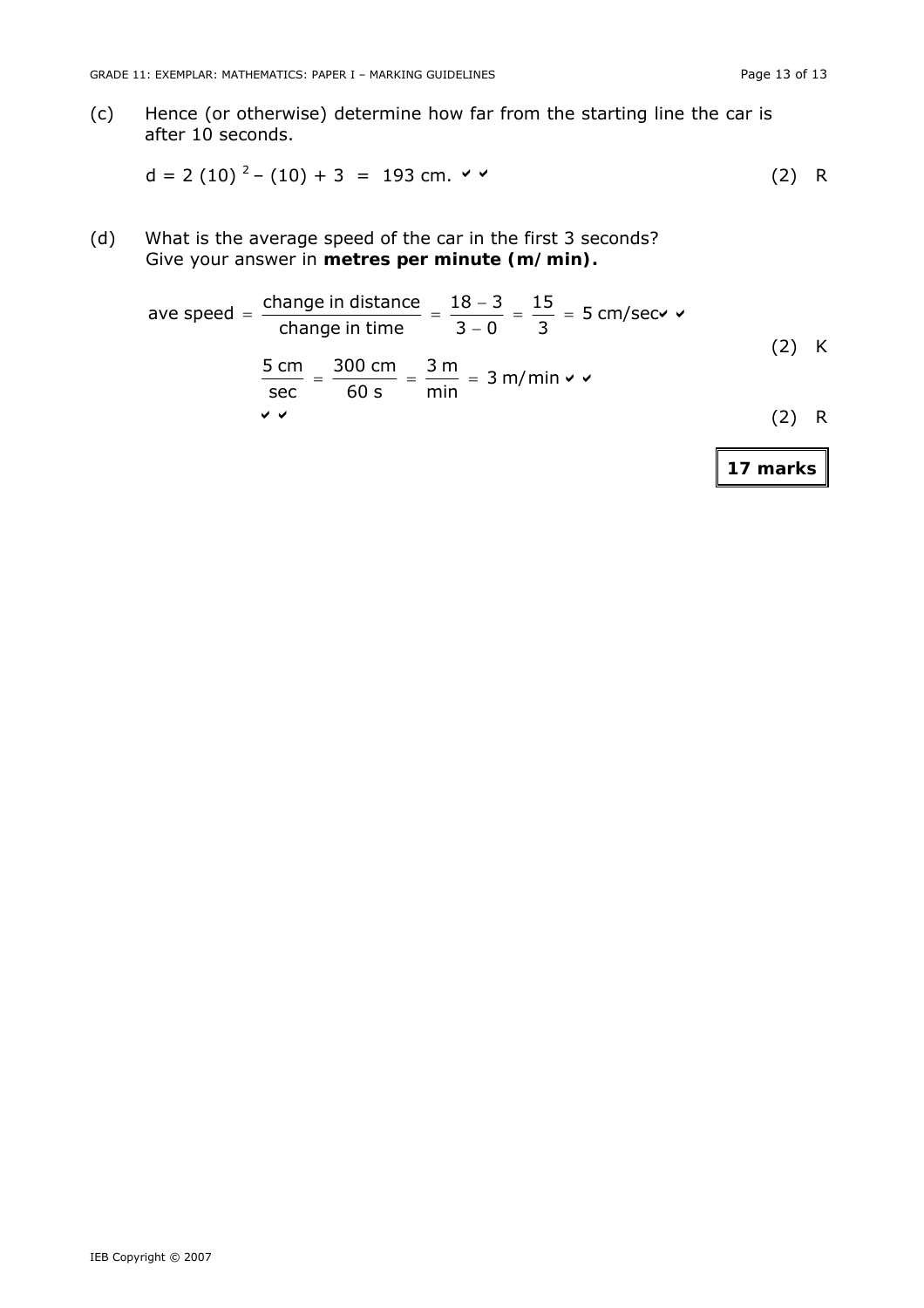(c) Hence (or otherwise) determine how far from the starting line the car is after 10 seconds.

$d = 2(10)^2 - (10) + 3 = 193$ cm. ✓ ✓ (2) R

(d) What is the average speed of the car in the first 3 seconds? Give your answer in **metres per minute (m/ min).**

$$\text{ave speed} = \frac{\text{change in distance}}{\text{change in time}} = \frac{18-3}{3-0} = \frac{15}{3} = 5 \text{ cm/sec}$$ ✓ ✓

(2) K

$$\frac{5 \text{ cm}}{\text{sec}} = \frac{300 \text{ cm}}{60 \text{ s}} = \frac{3 \text{ m}}{\text{min}} = 3 \text{ m/min}$$ ✓ ✓

✓ ✓ (2) R

**17 marks**